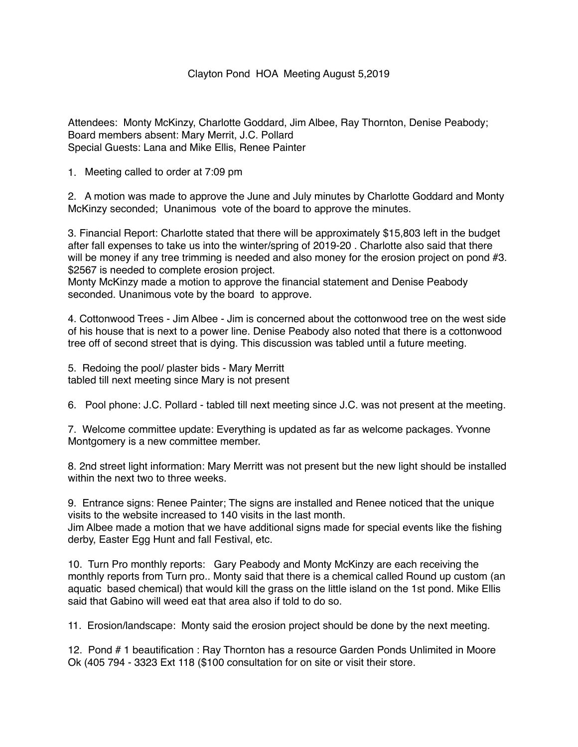# Clayton Pond HOA Meeting August 5,2019

Attendees: Monty McKinzy, Charlotte Goddard, Jim Albee, Ray Thornton, Denise Peabody;
Board members absent: Mary Merrit, J.C. Pollard
Special Guests: Lana and Mike Ellis, Renee Painter

1. Meeting called to order at 7:09 pm

2. A motion was made to approve the June and July minutes by Charlotte Goddard and Monty McKinzy seconded; Unanimous vote of the board to approve the minutes.

3. Financial Report: Charlotte stated that there will be approximately $15,803 left in the budget after fall expenses to take us into the winter/spring of 2019-20 . Charlotte also said that there will be money if any tree trimming is needed and also money for the erosion project on pond #3. $2567 is needed to complete erosion project.
Monty McKinzy made a motion to approve the financial statement and Denise Peabody seconded. Unanimous vote by the board to approve.

4. Cottonwood Trees - Jim Albee - Jim is concerned about the cottonwood tree on the west side of his house that is next to a power line. Denise Peabody also noted that there is a cottonwood tree off of second street that is dying. This discussion was tabled until a future meeting.

5. Redoing the pool/ plaster bids - Mary Merritt
tabled till next meeting since Mary is not present

6. Pool phone: J.C. Pollard - tabled till next meeting since J.C. was not present at the meeting.

7. Welcome committee update: Everything is updated as far as welcome packages. Yvonne Montgomery is a new committee member.

8. 2nd street light information: Mary Merritt was not present but the new light should be installed within the next two to three weeks.

9. Entrance signs: Renee Painter; The signs are installed and Renee noticed that the unique visits to the website increased to 140 visits in the last month.
Jim Albee made a motion that we have additional signs made for special events like the fishing derby, Easter Egg Hunt and fall Festival, etc.

10. Turn Pro monthly reports: Gary Peabody and Monty McKinzy are each receiving the monthly reports from Turn pro.. Monty said that there is a chemical called Round up custom (an aquatic based chemical) that would kill the grass on the little island on the 1st pond. Mike Ellis said that Gabino will weed eat that area also if told to do so.

11. Erosion/landscape: Monty said the erosion project should be done by the next meeting.

12. Pond # 1 beautification : Ray Thornton has a resource Garden Ponds Unlimited in Moore Ok (405 794 - 3323 Ext 118 ($100 consultation for on site or visit their store.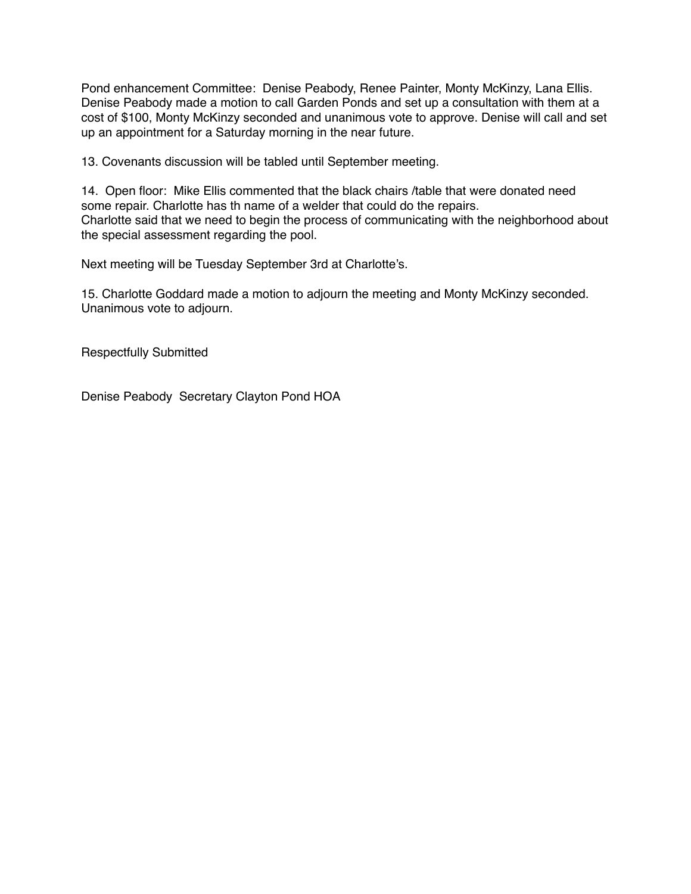Pond enhancement Committee: Denise Peabody, Renee Painter, Monty McKinzy, Lana Ellis. Denise Peabody made a motion to call Garden Ponds and set up a consultation with them at a cost of $100, Monty McKinzy seconded and unanimous vote to approve. Denise will call and set up an appointment for a Saturday morning in the near future.

13. Covenants discussion will be tabled until September meeting.

14. Open floor: Mike Ellis commented that the black chairs /table that were donated need some repair. Charlotte has th name of a welder that could do the repairs.
Charlotte said that we need to begin the process of communicating with the neighborhood about the special assessment regarding the pool.

Next meeting will be Tuesday September 3rd at Charlotte's.

15. Charlotte Goddard made a motion to adjourn the meeting and Monty McKinzy seconded. Unanimous vote to adjourn.

Respectfully Submitted

Denise Peabody Secretary Clayton Pond HOA